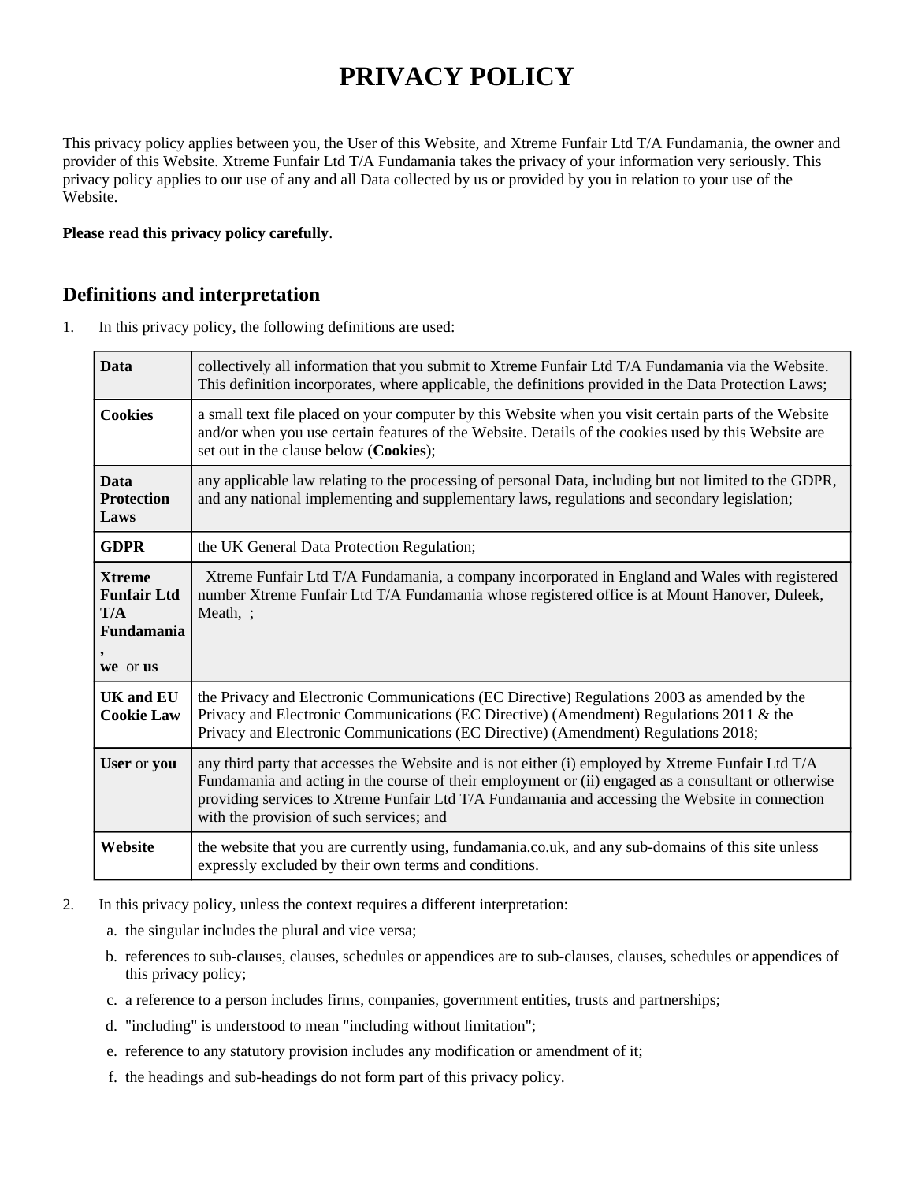# PRIVACY POLICY

This privacy policy applies between you, the User of this Website, and Xtreme Funfair Ltd T/A Fundamania, the owner and provider of this Website. Xtreme Funfair Ltd T/A Fundamania takes the privacy of your information very seriously. This privacy policy applies to our use of any and all Data collected by us or provided by you in relation to your use of the Website.

**Please read this privacy policy carefully**.

## Definitions and interpretation

1. In this privacy policy, the following definitions are used:

| | |
|---|---|
| **Data** | collectively all information that you submit to Xtreme Funfair Ltd T/A Fundamania via the Website. This definition incorporates, where applicable, the definitions provided in the Data Protection Laws; |
| **Cookies** | a small text file placed on your computer by this Website when you visit certain parts of the Website and/or when you use certain features of the Website. Details of the cookies used by this Website are set out in the clause below (**Cookies**); |
| **Data Protection Laws** | any applicable law relating to the processing of personal Data, including but not limited to the GDPR, and any national implementing and supplementary laws, regulations and secondary legislation; |
| **GDPR** | the UK General Data Protection Regulation; |
| **Xtreme Funfair Ltd T/A Fundamania**, **we** or **us** | Xtreme Funfair Ltd T/A Fundamania, a company incorporated in England and Wales with registered number Xtreme Funfair Ltd T/A Fundamania whose registered office is at Mount Hanover, Duleek, Meath, ; |
| **UK and EU Cookie Law** | the Privacy and Electronic Communications (EC Directive) Regulations 2003 as amended by the Privacy and Electronic Communications (EC Directive) (Amendment) Regulations 2011 & the Privacy and Electronic Communications (EC Directive) (Amendment) Regulations 2018; |
| **User** or **you** | any third party that accesses the Website and is not either (i) employed by Xtreme Funfair Ltd T/A Fundamania and acting in the course of their employment or (ii) engaged as a consultant or otherwise providing services to Xtreme Funfair Ltd T/A Fundamania and accessing the Website in connection with the provision of such services; and |
| **Website** | the website that you are currently using, fundamania.co.uk, and any sub-domains of this site unless expressly excluded by their own terms and conditions. |

2. In this privacy policy, unless the context requires a different interpretation:
   a. the singular includes the plural and vice versa;
   b. references to sub-clauses, clauses, schedules or appendices are to sub-clauses, clauses, schedules or appendices of this privacy policy;
   c. a reference to a person includes firms, companies, government entities, trusts and partnerships;
   d. "including" is understood to mean "including without limitation";
   e. reference to any statutory provision includes any modification or amendment of it;
   f. the headings and sub-headings do not form part of this privacy policy.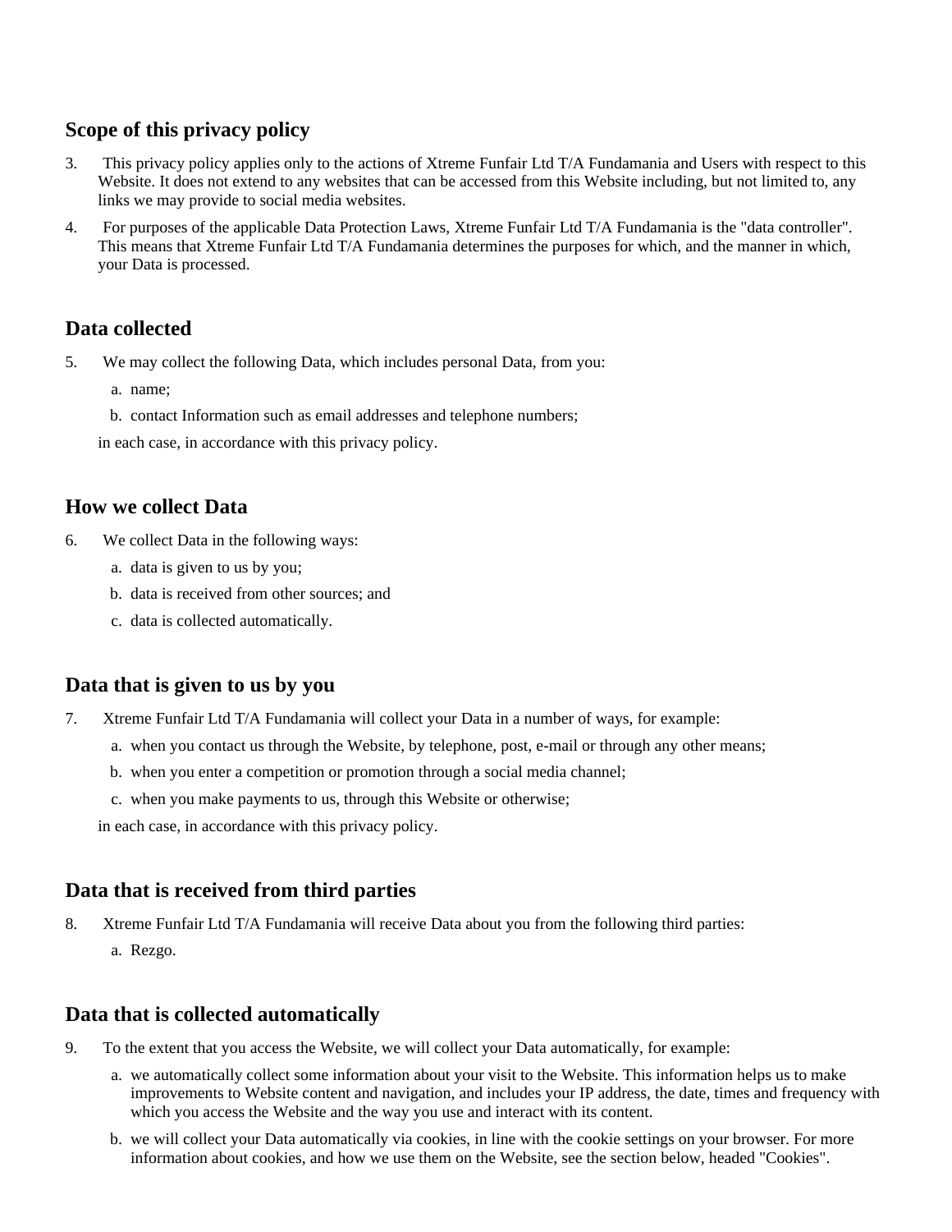## Scope of this privacy policy

3. This privacy policy applies only to the actions of Xtreme Funfair Ltd T/A Fundamania and Users with respect to this Website. It does not extend to any websites that can be accessed from this Website including, but not limited to, any links we may provide to social media websites.
4. For purposes of the applicable Data Protection Laws, Xtreme Funfair Ltd T/A Fundamania is the "data controller". This means that Xtreme Funfair Ltd T/A Fundamania determines the purposes for which, and the manner in which, your Data is processed.

## Data collected

5. We may collect the following Data, which includes personal Data, from you:
   a. name;
   b. contact Information such as email addresses and telephone numbers;

   in each case, in accordance with this privacy policy.

## How we collect Data

6. We collect Data in the following ways:
   a. data is given to us by you;
   b. data is received from other sources; and
   c. data is collected automatically.

## Data that is given to us by you

7. Xtreme Funfair Ltd T/A Fundamania will collect your Data in a number of ways, for example:
   a. when you contact us through the Website, by telephone, post, e-mail or through any other means;
   b. when you enter a competition or promotion through a social media channel;
   c. when you make payments to us, through this Website or otherwise;

   in each case, in accordance with this privacy policy.

## Data that is received from third parties

8. Xtreme Funfair Ltd T/A Fundamania will receive Data about you from the following third parties:
   a. Rezgo.

## Data that is collected automatically

9. To the extent that you access the Website, we will collect your Data automatically, for example:
   a. we automatically collect some information about your visit to the Website. This information helps us to make improvements to Website content and navigation, and includes your IP address, the date, times and frequency with which you access the Website and the way you use and interact with its content.
   b. we will collect your Data automatically via cookies, in line with the cookie settings on your browser. For more information about cookies, and how we use them on the Website, see the section below, headed "Cookies".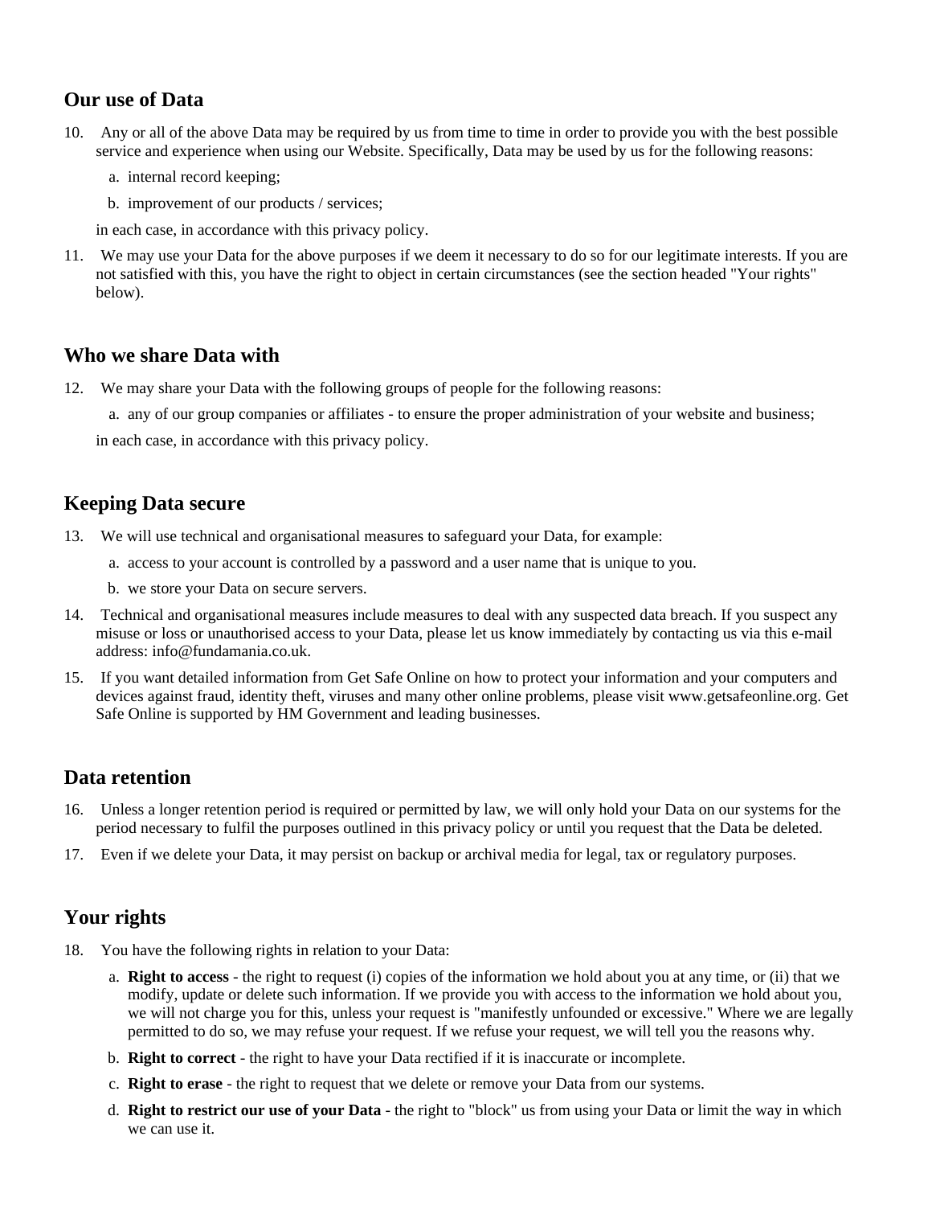## Our use of Data

10. Any or all of the above Data may be required by us from time to time in order to provide you with the best possible service and experience when using our Website. Specifically, Data may be used by us for the following reasons:

    a. internal record keeping;

    b. improvement of our products / services;

    in each case, in accordance with this privacy policy.

11. We may use your Data for the above purposes if we deem it necessary to do so for our legitimate interests. If you are not satisfied with this, you have the right to object in certain circumstances (see the section headed "Your rights" below).

## Who we share Data with

12. We may share your Data with the following groups of people for the following reasons:

    a. any of our group companies or affiliates - to ensure the proper administration of your website and business;

    in each case, in accordance with this privacy policy.

## Keeping Data secure

13. We will use technical and organisational measures to safeguard your Data, for example:

    a. access to your account is controlled by a password and a user name that is unique to you.

    b. we store your Data on secure servers.

14. Technical and organisational measures include measures to deal with any suspected data breach. If you suspect any misuse or loss or unauthorised access to your Data, please let us know immediately by contacting us via this e-mail address: info@fundamania.co.uk.

15. If you want detailed information from Get Safe Online on how to protect your information and your computers and devices against fraud, identity theft, viruses and many other online problems, please visit www.getsafeonline.org. Get Safe Online is supported by HM Government and leading businesses.

## Data retention

16. Unless a longer retention period is required or permitted by law, we will only hold your Data on our systems for the period necessary to fulfil the purposes outlined in this privacy policy or until you request that the Data be deleted.

17. Even if we delete your Data, it may persist on backup or archival media for legal, tax or regulatory purposes.

## Your rights

18. You have the following rights in relation to your Data:

    a. **Right to access** - the right to request (i) copies of the information we hold about you at any time, or (ii) that we modify, update or delete such information. If we provide you with access to the information we hold about you, we will not charge you for this, unless your request is "manifestly unfounded or excessive." Where we are legally permitted to do so, we may refuse your request. If we refuse your request, we will tell you the reasons why.

    b. **Right to correct** - the right to have your Data rectified if it is inaccurate or incomplete.

    c. **Right to erase** - the right to request that we delete or remove your Data from our systems.

    d. **Right to restrict our use of your Data** - the right to "block" us from using your Data or limit the way in which we can use it.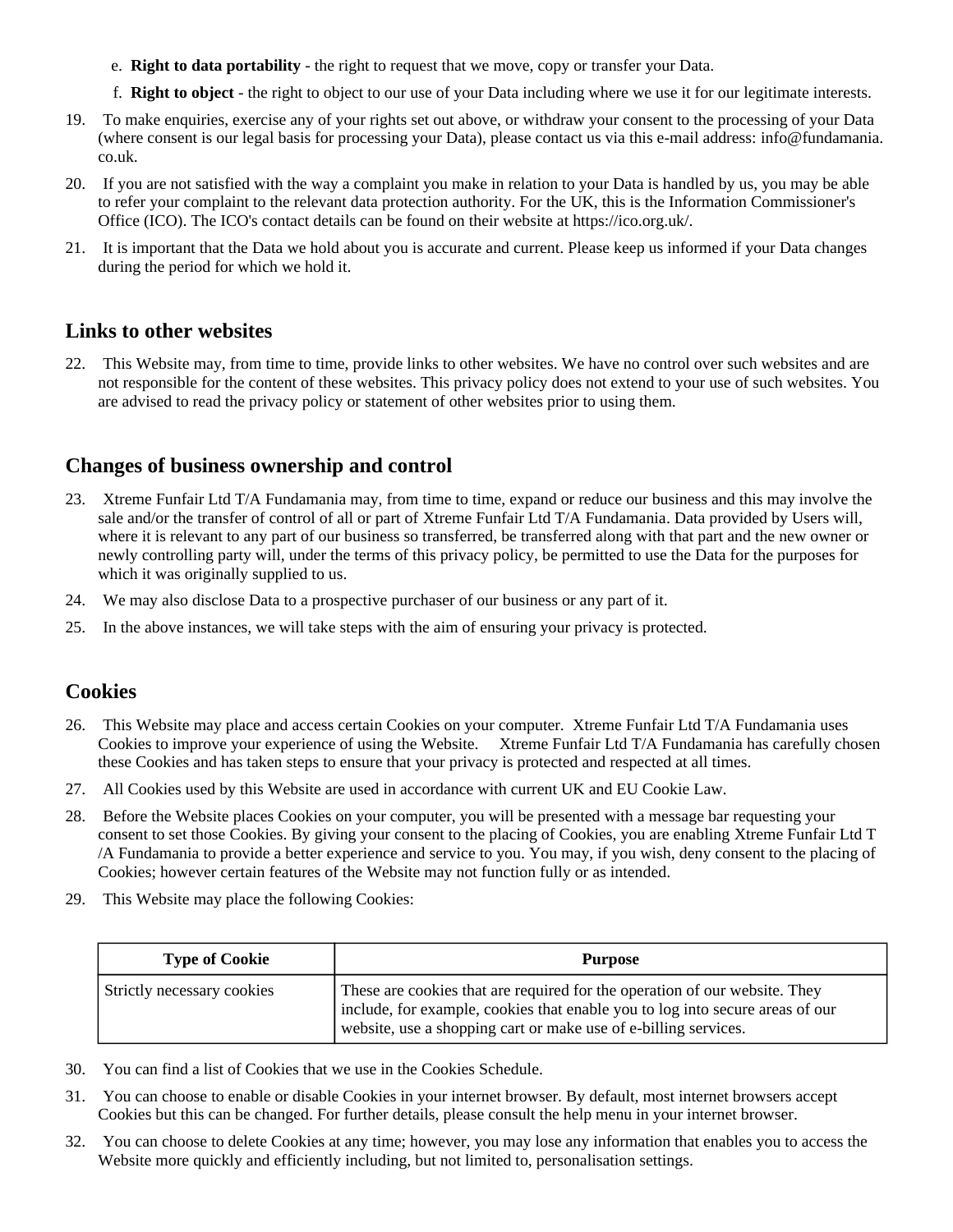e. **Right to data portability** - the right to request that we move, copy or transfer your Data.

f. **Right to object** - the right to object to our use of your Data including where we use it for our legitimate interests.

19. To make enquiries, exercise any of your rights set out above, or withdraw your consent to the processing of your Data (where consent is our legal basis for processing your Data), please contact us via this e-mail address: info@fundamania.co.uk.

20. If you are not satisfied with the way a complaint you make in relation to your Data is handled by us, you may be able to refer your complaint to the relevant data protection authority. For the UK, this is the Information Commissioner's Office (ICO). The ICO's contact details can be found on their website at https://ico.org.uk/.

21. It is important that the Data we hold about you is accurate and current. Please keep us informed if your Data changes during the period for which we hold it.

## Links to other websites

22. This Website may, from time to time, provide links to other websites. We have no control over such websites and are not responsible for the content of these websites. This privacy policy does not extend to your use of such websites. You are advised to read the privacy policy or statement of other websites prior to using them.

## Changes of business ownership and control

23. Xtreme Funfair Ltd T/A Fundamania may, from time to time, expand or reduce our business and this may involve the sale and/or the transfer of control of all or part of Xtreme Funfair Ltd T/A Fundamania. Data provided by Users will, where it is relevant to any part of our business so transferred, be transferred along with that part and the new owner or newly controlling party will, under the terms of this privacy policy, be permitted to use the Data for the purposes for which it was originally supplied to us.

24. We may also disclose Data to a prospective purchaser of our business or any part of it.

25. In the above instances, we will take steps with the aim of ensuring your privacy is protected.

## Cookies

26. This Website may place and access certain Cookies on your computer. Xtreme Funfair Ltd T/A Fundamania uses Cookies to improve your experience of using the Website. Xtreme Funfair Ltd T/A Fundamania has carefully chosen these Cookies and has taken steps to ensure that your privacy is protected and respected at all times.

27. All Cookies used by this Website are used in accordance with current UK and EU Cookie Law.

28. Before the Website places Cookies on your computer, you will be presented with a message bar requesting your consent to set those Cookies. By giving your consent to the placing of Cookies, you are enabling Xtreme Funfair Ltd T/A Fundamania to provide a better experience and service to you. You may, if you wish, deny consent to the placing of Cookies; however certain features of the Website may not function fully or as intended.

29. This Website may place the following Cookies:

| Type of Cookie | Purpose |
|---|---|
| Strictly necessary cookies | These are cookies that are required for the operation of our website. They include, for example, cookies that enable you to log into secure areas of our website, use a shopping cart or make use of e-billing services. |

30. You can find a list of Cookies that we use in the Cookies Schedule.

31. You can choose to enable or disable Cookies in your internet browser. By default, most internet browsers accept Cookies but this can be changed. For further details, please consult the help menu in your internet browser.

32. You can choose to delete Cookies at any time; however, you may lose any information that enables you to access the Website more quickly and efficiently including, but not limited to, personalisation settings.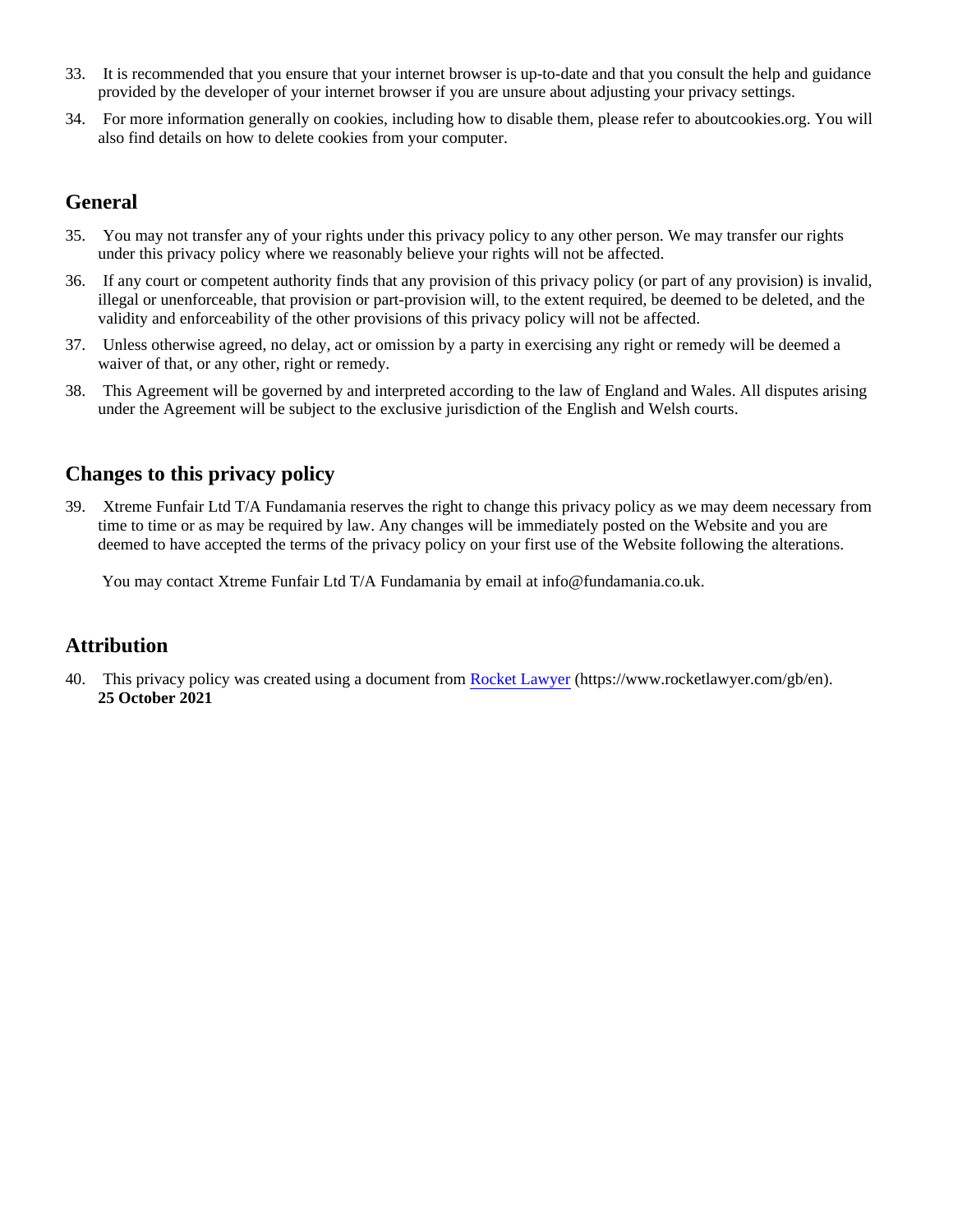33. It is recommended that you ensure that your internet browser is up-to-date and that you consult the help and guidance provided by the developer of your internet browser if you are unsure about adjusting your privacy settings.
34. For more information generally on cookies, including how to disable them, please refer to aboutcookies.org. You will also find details on how to delete cookies from your computer.

## General

35. You may not transfer any of your rights under this privacy policy to any other person. We may transfer our rights under this privacy policy where we reasonably believe your rights will not be affected.
36. If any court or competent authority finds that any provision of this privacy policy (or part of any provision) is invalid, illegal or unenforceable, that provision or part-provision will, to the extent required, be deemed to be deleted, and the validity and enforceability of the other provisions of this privacy policy will not be affected.
37. Unless otherwise agreed, no delay, act or omission by a party in exercising any right or remedy will be deemed a waiver of that, or any other, right or remedy.
38. This Agreement will be governed by and interpreted according to the law of England and Wales. All disputes arising under the Agreement will be subject to the exclusive jurisdiction of the English and Welsh courts.

## Changes to this privacy policy

39. Xtreme Funfair Ltd T/A Fundamania reserves the right to change this privacy policy as we may deem necessary from time to time or as may be required by law. Any changes will be immediately posted on the Website and you are deemed to have accepted the terms of the privacy policy on your first use of the Website following the alterations.

    You may contact Xtreme Funfair Ltd T/A Fundamania by email at info@fundamania.co.uk.

## Attribution

40. This privacy policy was created using a document from [Rocket Lawyer](https://www.rocketlawyer.com/gb/en) (https://www.rocketlawyer.com/gb/en).
    **25 October 2021**